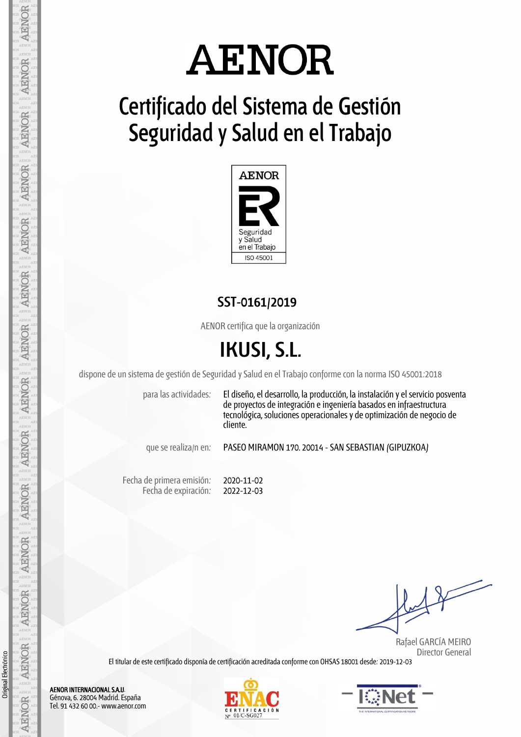# AENOR

## Certificado del Sistema de Gestión Seguridad y Salud en el Trabajo

AENOR

Seguridad y Salud en el Trabajo

ISO 45001

**SST-0161/2019**

AENOR certifica que la organización

# IKUSI, S.L.

dispone de un sistema de gestión de Seguridad y Salud en el Trabajo conforme con la norma ISO 45001:2018

para las actividades: El diseño, el desarrollo, la producción, la instalación y el servicio posventa de proyectos de integración e ingeniería basados en infraestructura tecnológica, soluciones operacionales y de optimización de negocio de cliente.

que se realiza/n en: PASEO MIRAMON 170. 20014 - SAN SEBASTIAN (GIPUZKOA)

Fecha de primera emisión: 2020-11-02
Fecha de expiración: 2022-12-03

Rafael GARCÍA MEIRO
Director General

El titular de este certificado disponía de certificación acreditada conforme con OHSAS 18001 desde: 2019-12-03

**AENOR INTERNACIONAL S.A.U.**
Génova, 6. 28004 Madrid. España
Tel. 91 432 60 00.- www.aenor.com

ENAC CERTIFICACIÓN Nº 01/C-SG027

IQNet THE INTERNATIONAL CERTIFICATION NETWORK

Original Electrónico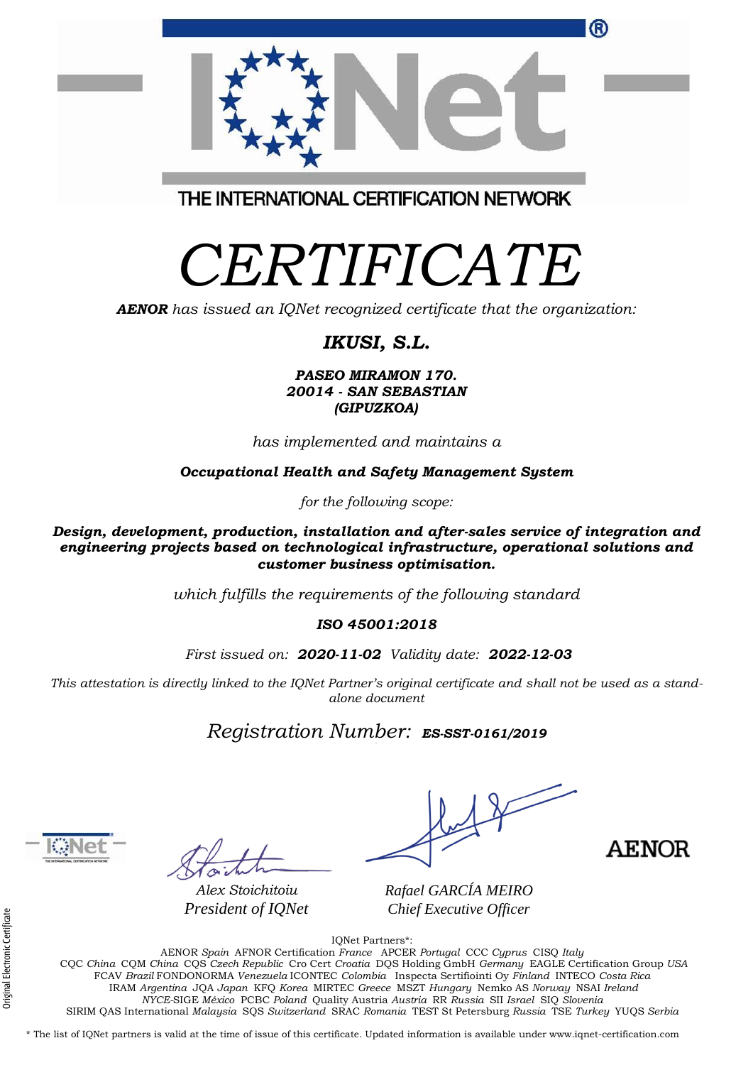THE INTERNATIONAL CERTIFICATION NETWORK

# CERTIFICATE

***AENOR*** *has issued an IQNet recognized certificate that the organization:*

## *IKUSI, S.L.*

***PASEO MIRAMON 170.***
***20014 - SAN SEBASTIAN***
***(GIPUZKOA)***

*has implemented and maintains a*

***Occupational Health and Safety Management System***

*for the following scope:*

***Design, development, production, installation and after-sales service of integration and engineering projects based on technological infrastructure, operational solutions and customer business optimisation.***

*which fulfills the requirements of the following standard*

***ISO 45001:2018***

*First issued on:* ***2020-11-02*** *Validity date:* ***2022-12-03***

*This attestation is directly linked to the IQNet Partner's original certificate and shall not be used as a stand-alone document*

*Registration Number:* ***ES-SST-0161/2019***

*Alex Stoichitoiu*
*President of IQNet*

*Rafael GARCÍA MEIRO*
*Chief Executive Officer*

AENOR

IQNet Partners*:
AENOR *Spain* AFNOR Certification *France* APCER *Portugal* CCC *Cyprus* CISQ *Italy*
CQC *China* CQM *China* CQS *Czech Republic* Cro Cert *Croatia* DQS Holding GmbH *Germany* EAGLE Certification Group *USA*
FCAV *Brazil* FONDONORMA *Venezuela* ICONTEC *Colombia* Inspecta Sertifiointi Oy *Finland* INTECO *Costa Rica*
IRAM *Argentina* JQA *Japan* KFQ *Korea* MIRTEC *Greece* MSZT *Hungary* Nemko AS *Norway* NSAI *Ireland*
*NYCE*-SIGE *México* PCBC *Poland* Quality Austria *Austria* RR *Russia* SII *Israel* SIQ *Slovenia*
SIRIM QAS International *Malaysia* SQS *Switzerland* SRAC *Romania* TEST St Petersburg *Russia* TSE *Turkey* YUQS *Serbia*

\* The list of IQNet partners is valid at the time of issue of this certificate. Updated information is available under www.iqnet-certification.com

Original Electronic Certificate